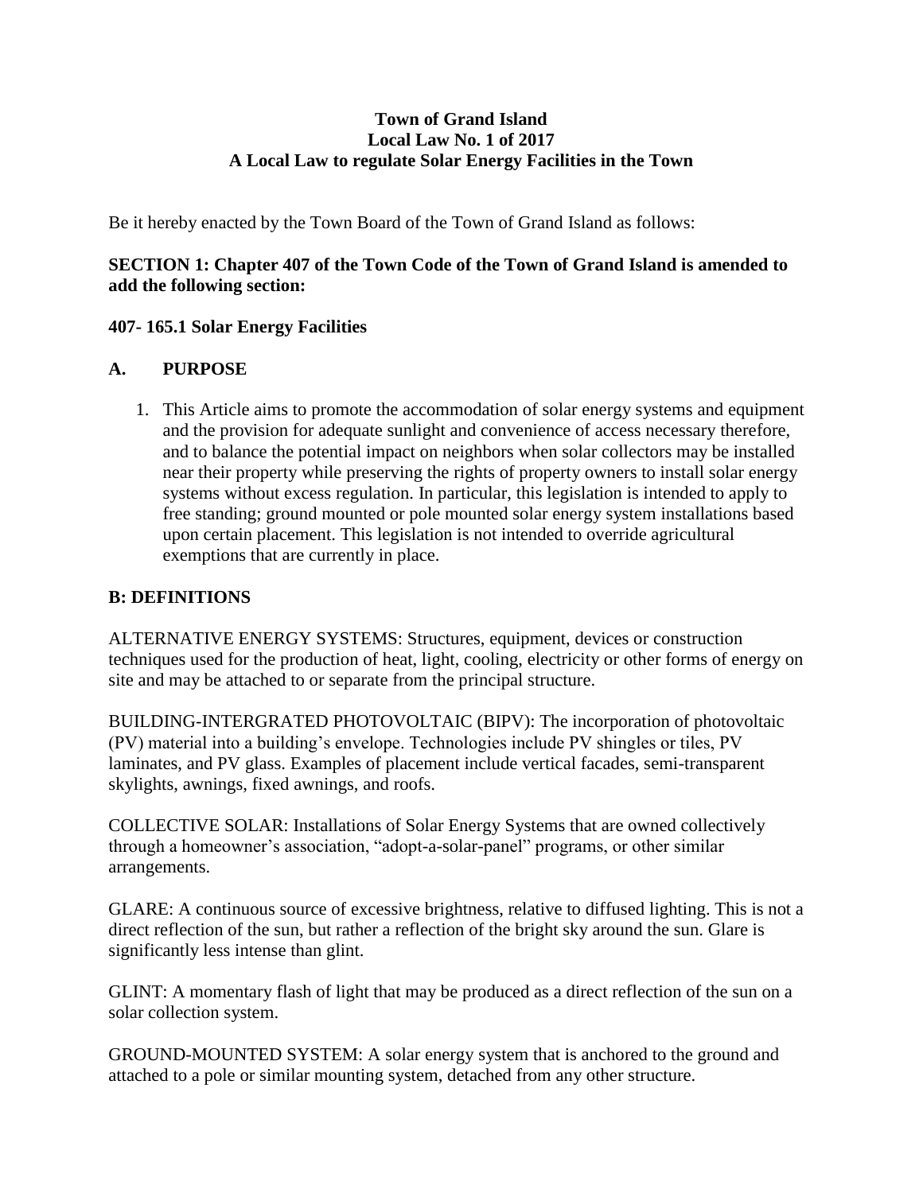**Town of Grand Island**
**Local Law No. 1 of 2017**
**A Local Law to regulate Solar Energy Facilities in the Town**

Be it hereby enacted by the Town Board of the Town of Grand Island as follows:

### SECTION 1: Chapter 407 of the Town Code of the Town of Grand Island is amended to add the following section:

### 407- 165.1 Solar Energy Facilities

### A. PURPOSE

1. This Article aims to promote the accommodation of solar energy systems and equipment and the provision for adequate sunlight and convenience of access necessary therefore, and to balance the potential impact on neighbors when solar collectors may be installed near their property while preserving the rights of property owners to install solar energy systems without excess regulation. In particular, this legislation is intended to apply to free standing; ground mounted or pole mounted solar energy system installations based upon certain placement. This legislation is not intended to override agricultural exemptions that are currently in place.

### B: DEFINITIONS

ALTERNATIVE ENERGY SYSTEMS: Structures, equipment, devices or construction techniques used for the production of heat, light, cooling, electricity or other forms of energy on site and may be attached to or separate from the principal structure.

BUILDING-INTERGRATED PHOTOVOLTAIC (BIPV): The incorporation of photovoltaic (PV) material into a building's envelope. Technologies include PV shingles or tiles, PV laminates, and PV glass. Examples of placement include vertical facades, semi-transparent skylights, awnings, fixed awnings, and roofs.

COLLECTIVE SOLAR: Installations of Solar Energy Systems that are owned collectively through a homeowner's association, "adopt-a-solar-panel" programs, or other similar arrangements.

GLARE: A continuous source of excessive brightness, relative to diffused lighting. This is not a direct reflection of the sun, but rather a reflection of the bright sky around the sun. Glare is significantly less intense than glint.

GLINT: A momentary flash of light that may be produced as a direct reflection of the sun on a solar collection system.

GROUND-MOUNTED SYSTEM: A solar energy system that is anchored to the ground and attached to a pole or similar mounting system, detached from any other structure.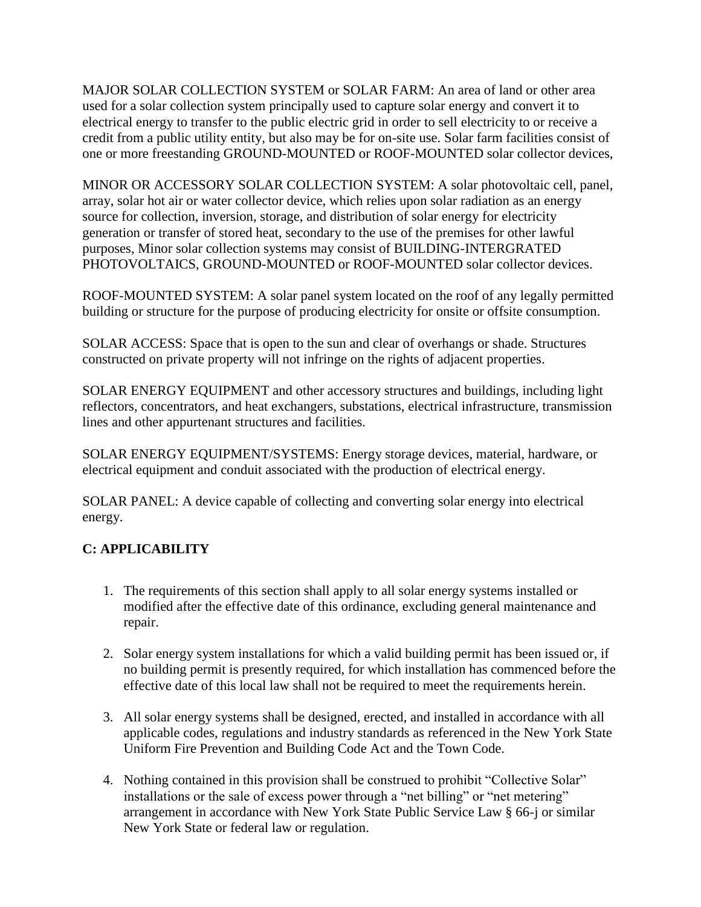MAJOR SOLAR COLLECTION SYSTEM or SOLAR FARM: An area of land or other area used for a solar collection system principally used to capture solar energy and convert it to electrical energy to transfer to the public electric grid in order to sell electricity to or receive a credit from a public utility entity, but also may be for on-site use. Solar farm facilities consist of one or more freestanding GROUND-MOUNTED or ROOF-MOUNTED solar collector devices,

MINOR OR ACCESSORY SOLAR COLLECTION SYSTEM: A solar photovoltaic cell, panel, array, solar hot air or water collector device, which relies upon solar radiation as an energy source for collection, inversion, storage, and distribution of solar energy for electricity generation or transfer of stored heat, secondary to the use of the premises for other lawful purposes, Minor solar collection systems may consist of BUILDING-INTERGRATED PHOTOVOLTAICS, GROUND-MOUNTED or ROOF-MOUNTED solar collector devices.

ROOF-MOUNTED SYSTEM: A solar panel system located on the roof of any legally permitted building or structure for the purpose of producing electricity for onsite or offsite consumption.

SOLAR ACCESS: Space that is open to the sun and clear of overhangs or shade. Structures constructed on private property will not infringe on the rights of adjacent properties.

SOLAR ENERGY EQUIPMENT and other accessory structures and buildings, including light reflectors, concentrators, and heat exchangers, substations, electrical infrastructure, transmission lines and other appurtenant structures and facilities.

SOLAR ENERGY EQUIPMENT/SYSTEMS: Energy storage devices, material, hardware, or electrical equipment and conduit associated with the production of electrical energy.

SOLAR PANEL: A device capable of collecting and converting solar energy into electrical energy.

## C: APPLICABILITY

1. The requirements of this section shall apply to all solar energy systems installed or modified after the effective date of this ordinance, excluding general maintenance and repair.

2. Solar energy system installations for which a valid building permit has been issued or, if no building permit is presently required, for which installation has commenced before the effective date of this local law shall not be required to meet the requirements herein.

3. All solar energy systems shall be designed, erected, and installed in accordance with all applicable codes, regulations and industry standards as referenced in the New York State Uniform Fire Prevention and Building Code Act and the Town Code.

4. Nothing contained in this provision shall be construed to prohibit "Collective Solar" installations or the sale of excess power through a "net billing" or "net metering" arrangement in accordance with New York State Public Service Law § 66-j or similar New York State or federal law or regulation.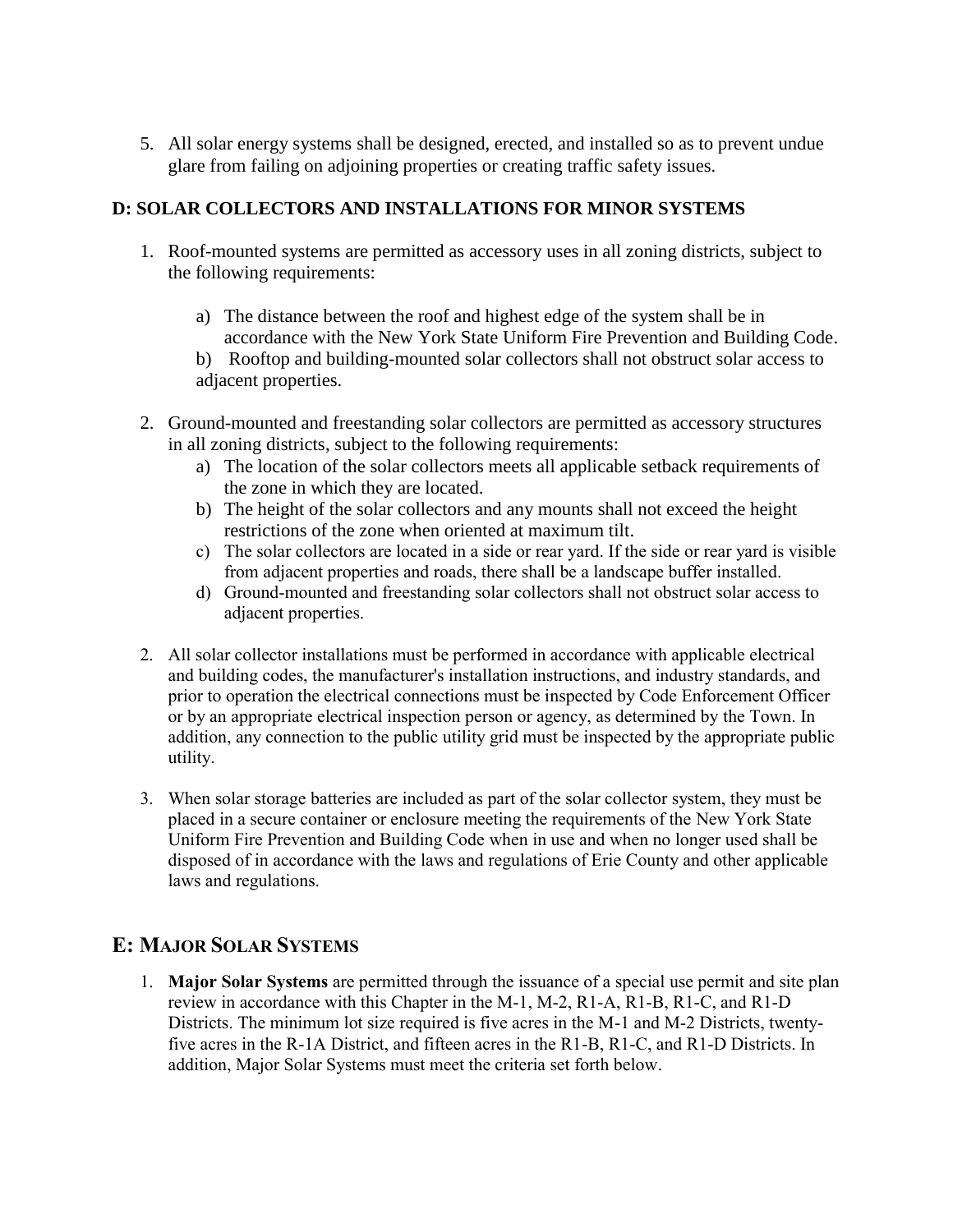5. All solar energy systems shall be designed, erected, and installed so as to prevent undue glare from failing on adjoining properties or creating traffic safety issues.

### D: SOLAR COLLECTORS AND INSTALLATIONS FOR MINOR SYSTEMS

1. Roof-mounted systems are permitted as accessory uses in all zoning districts, subject to the following requirements:

    a) The distance between the roof and highest edge of the system shall be in accordance with the New York State Uniform Fire Prevention and Building Code.

    b) Rooftop and building-mounted solar collectors shall not obstruct solar access to adjacent properties.

2. Ground-mounted and freestanding solar collectors are permitted as accessory structures in all zoning districts, subject to the following requirements:
    a) The location of the solar collectors meets all applicable setback requirements of the zone in which they are located.
    b) The height of the solar collectors and any mounts shall not exceed the height restrictions of the zone when oriented at maximum tilt.
    c) The solar collectors are located in a side or rear yard. If the side or rear yard is visible from adjacent properties and roads, there shall be a landscape buffer installed.
    d) Ground-mounted and freestanding solar collectors shall not obstruct solar access to adjacent properties.

2. All solar collector installations must be performed in accordance with applicable electrical and building codes, the manufacturer's installation instructions, and industry standards, and prior to operation the electrical connections must be inspected by Code Enforcement Officer or by an appropriate electrical inspection person or agency, as determined by the Town. In addition, any connection to the public utility grid must be inspected by the appropriate public utility.

3. When solar storage batteries are included as part of the solar collector system, they must be placed in a secure container or enclosure meeting the requirements of the New York State Uniform Fire Prevention and Building Code when in use and when no longer used shall be disposed of in accordance with the laws and regulations of Erie County and other applicable laws and regulations.

## E: MAJOR SOLAR SYSTEMS

1. **Major Solar Systems** are permitted through the issuance of a special use permit and site plan review in accordance with this Chapter in the M-1, M-2, R1-A, R1-B, R1-C, and R1-D Districts. The minimum lot size required is five acres in the M-1 and M-2 Districts, twenty-five acres in the R-1A District, and fifteen acres in the R1-B, R1-C, and R1-D Districts. In addition, Major Solar Systems must meet the criteria set forth below.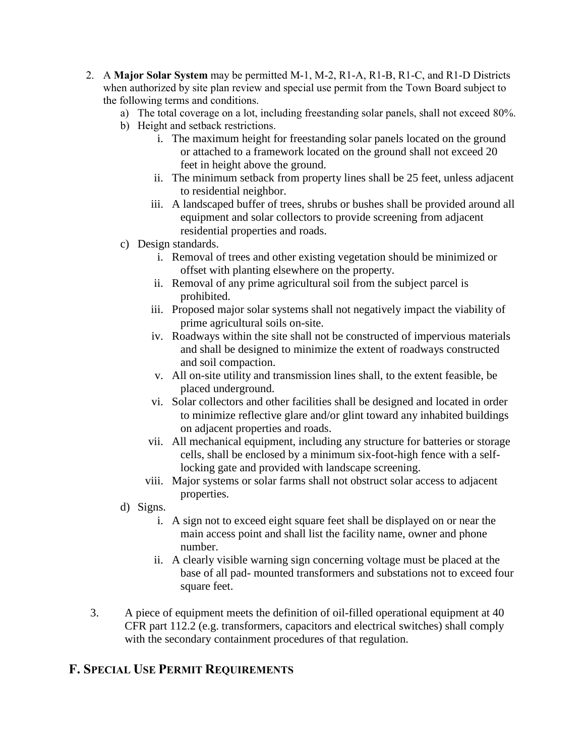2. A **Major Solar System** may be permitted M-1, M-2, R1-A, R1-B, R1-C, and R1-D Districts when authorized by site plan review and special use permit from the Town Board subject to the following terms and conditions.
   a) The total coverage on a lot, including freestanding solar panels, shall not exceed 80%.
   b) Height and setback restrictions.
      i. The maximum height for freestanding solar panels located on the ground or attached to a framework located on the ground shall not exceed 20 feet in height above the ground.
      ii. The minimum setback from property lines shall be 25 feet, unless adjacent to residential neighbor.
      iii. A landscaped buffer of trees, shrubs or bushes shall be provided around all equipment and solar collectors to provide screening from adjacent residential properties and roads.
   c) Design standards.
      i. Removal of trees and other existing vegetation should be minimized or offset with planting elsewhere on the property.
      ii. Removal of any prime agricultural soil from the subject parcel is prohibited.
      iii. Proposed major solar systems shall not negatively impact the viability of prime agricultural soils on-site.
      iv. Roadways within the site shall not be constructed of impervious materials and shall be designed to minimize the extent of roadways constructed and soil compaction.
      v. All on-site utility and transmission lines shall, to the extent feasible, be placed underground.
      vi. Solar collectors and other facilities shall be designed and located in order to minimize reflective glare and/or glint toward any inhabited buildings on adjacent properties and roads.
      vii. All mechanical equipment, including any structure for batteries or storage cells, shall be enclosed by a minimum six-foot-high fence with a self-locking gate and provided with landscape screening.
      viii. Major systems or solar farms shall not obstruct solar access to adjacent properties.
   d) Signs.
      i. A sign not to exceed eight square feet shall be displayed on or near the main access point and shall list the facility name, owner and phone number.
      ii. A clearly visible warning sign concerning voltage must be placed at the base of all pad- mounted transformers and substations not to exceed four square feet.

3. A piece of equipment meets the definition of oil-filled operational equipment at 40 CFR part 112.2 (e.g. transformers, capacitors and electrical switches) shall comply with the secondary containment procedures of that regulation.

## F. Special Use Permit Requirements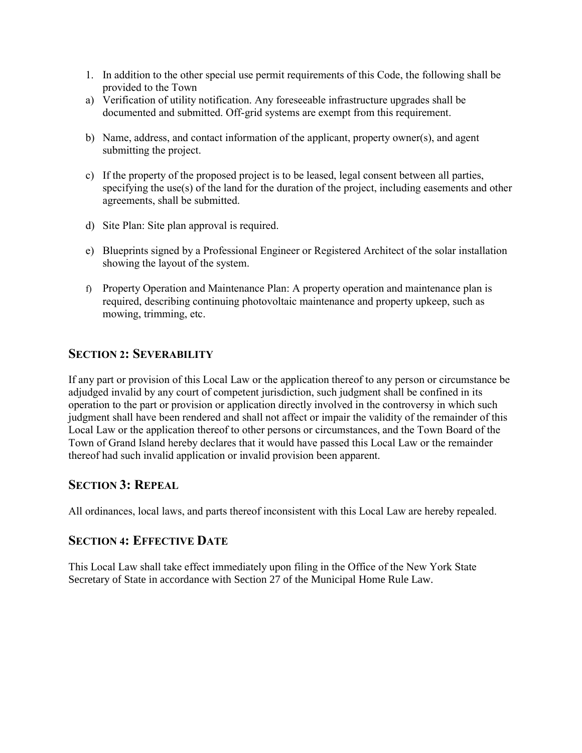1. In addition to the other special use permit requirements of this Code, the following shall be provided to the Town

a) Verification of utility notification. Any foreseeable infrastructure upgrades shall be documented and submitted. Off-grid systems are exempt from this requirement.

b) Name, address, and contact information of the applicant, property owner(s), and agent submitting the project.

c) If the property of the proposed project is to be leased, legal consent between all parties, specifying the use(s) of the land for the duration of the project, including easements and other agreements, shall be submitted.

d) Site Plan: Site plan approval is required.

e) Blueprints signed by a Professional Engineer or Registered Architect of the solar installation showing the layout of the system.

f) Property Operation and Maintenance Plan: A property operation and maintenance plan is required, describing continuing photovoltaic maintenance and property upkeep, such as mowing, trimming, etc.

## SECTION 2: SEVERABILITY

If any part or provision of this Local Law or the application thereof to any person or circumstance be adjudged invalid by any court of competent jurisdiction, such judgment shall be confined in its operation to the part or provision or application directly involved in the controversy in which such judgment shall have been rendered and shall not affect or impair the validity of the remainder of this Local Law or the application thereof to other persons or circumstances, and the Town Board of the Town of Grand Island hereby declares that it would have passed this Local Law or the remainder thereof had such invalid application or invalid provision been apparent.

## SECTION 3: REPEAL

All ordinances, local laws, and parts thereof inconsistent with this Local Law are hereby repealed.

## SECTION 4: EFFECTIVE DATE

This Local Law shall take effect immediately upon filing in the Office of the New York State Secretary of State in accordance with Section 27 of the Municipal Home Rule Law.